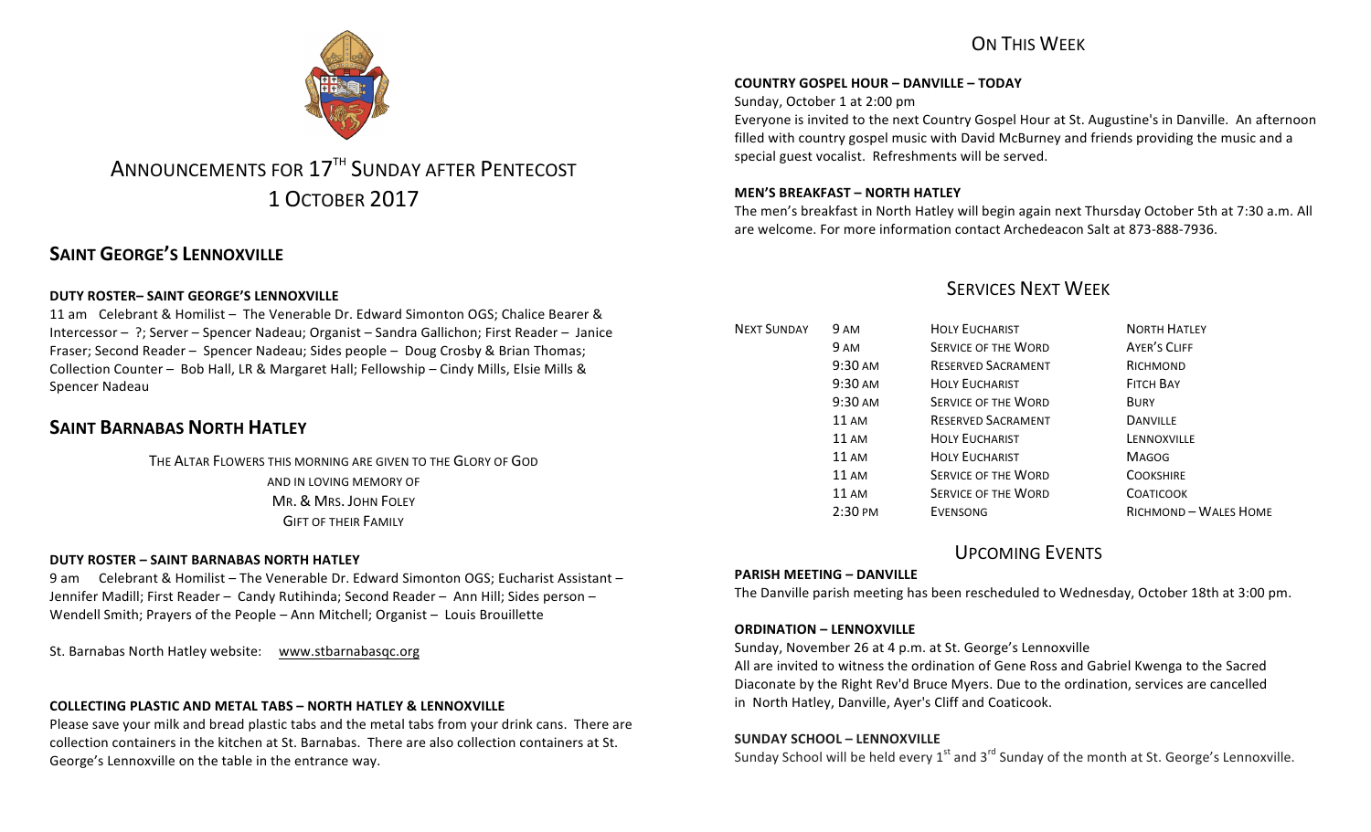# ANNOUNCEMENTS FOR 17TH SUNDAY AFTER PENTECOST
# 1 OCTOBER 2017

## SAINT GEORGE'S LENNOXVILLE

**DUTY ROSTER– SAINT GEORGE'S LENNOXVILLE**

11 am Celebrant & Homilist – The Venerable Dr. Edward Simonton OGS; Chalice Bearer & Intercessor – ?; Server – Spencer Nadeau; Organist – Sandra Gallichon; First Reader – Janice Fraser; Second Reader – Spencer Nadeau; Sides people – Doug Crosby & Brian Thomas; Collection Counter – Bob Hall, LR & Margaret Hall; Fellowship – Cindy Mills, Elsie Mills & Spencer Nadeau

## SAINT BARNABAS NORTH HATLEY

THE ALTAR FLOWERS THIS MORNING ARE GIVEN TO THE GLORY OF GOD
AND IN LOVING MEMORY OF
MR. & MRS. JOHN FOLEY
GIFT OF THEIR FAMILY

**DUTY ROSTER – SAINT BARNABAS NORTH HATLEY**

9 am Celebrant & Homilist – The Venerable Dr. Edward Simonton OGS; Eucharist Assistant – Jennifer Madill; First Reader – Candy Rutihinda; Second Reader – Ann Hill; Sides person – Wendell Smith; Prayers of the People – Ann Mitchell; Organist – Louis Brouillette

St. Barnabas North Hatley website: www.stbarnabasqc.org

**COLLECTING PLASTIC AND METAL TABS – NORTH HATLEY & LENNOXVILLE**

Please save your milk and bread plastic tabs and the metal tabs from your drink cans. There are collection containers in the kitchen at St. Barnabas. There are also collection containers at St. George's Lennoxville on the table in the entrance way.

## ON THIS WEEK

**COUNTRY GOSPEL HOUR – DANVILLE – TODAY**

Sunday, October 1 at 2:00 pm

Everyone is invited to the next Country Gospel Hour at St. Augustine's in Danville. An afternoon filled with country gospel music with David McBurney and friends providing the music and a special guest vocalist. Refreshments will be served.

**MEN'S BREAKFAST – NORTH HATLEY**

The men's breakfast in North Hatley will begin again next Thursday October 5th at 7:30 a.m. All are welcome. For more information contact Archedeacon Salt at 873-888-7936.

## SERVICES NEXT WEEK

| | | | |
|---|---|---|---|
| NEXT SUNDAY | 9 AM | HOLY EUCHARIST | NORTH HATLEY |
| | 9 AM | SERVICE OF THE WORD | AYER'S CLIFF |
| | 9:30 AM | RESERVED SACRAMENT | RICHMOND |
| | 9:30 AM | HOLY EUCHARIST | FITCH BAY |
| | 9:30 AM | SERVICE OF THE WORD | BURY |
| | 11 AM | RESERVED SACRAMENT | DANVILLE |
| | 11 AM | HOLY EUCHARIST | LENNOXVILLE |
| | 11 AM | HOLY EUCHARIST | MAGOG |
| | 11 AM | SERVICE OF THE WORD | COOKSHIRE |
| | 11 AM | SERVICE OF THE WORD | COATICOOK |
| | 2:30 PM | EVENSONG | RICHMOND – WALES HOME |

## UPCOMING EVENTS

**PARISH MEETING – DANVILLE**

The Danville parish meeting has been rescheduled to Wednesday, October 18th at 3:00 pm.

**ORDINATION – LENNOXVILLE**

Sunday, November 26 at 4 p.m. at St. George's Lennoxville

All are invited to witness the ordination of Gene Ross and Gabriel Kwenga to the Sacred Diaconate by the Right Rev'd Bruce Myers. Due to the ordination, services are cancelled in North Hatley, Danville, Ayer's Cliff and Coaticook.

**SUNDAY SCHOOL – LENNOXVILLE**

Sunday School will be held every 1st and 3rd Sunday of the month at St. George's Lennoxville.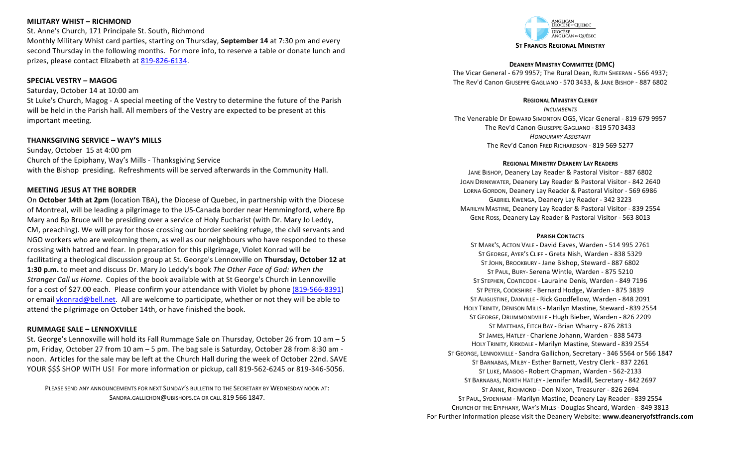## MILITARY WHIST – RICHMOND

St. Anne's Church, 171 Principale St. South, Richmond

Monthly Military Whist card parties, starting on Thursday, **September 14** at 7:30 pm and every second Thursday in the following months. For more info, to reserve a table or donate lunch and prizes, please contact Elizabeth at 819-826-6134.

## SPECIAL VESTRY – MAGOG

Saturday, October 14 at 10:00 am

St Luke's Church, Magog - A special meeting of the Vestry to determine the future of the Parish will be held in the Parish hall. All members of the Vestry are expected to be present at this important meeting.

## THANKSGIVING SERVICE – WAY'S MILLS

Sunday, October 15 at 4:00 pm

Church of the Epiphany, Way's Mills - Thanksgiving Service with the Bishop presiding. Refreshments will be served afterwards in the Community Hall.

## MEETING JESUS AT THE BORDER

On **October 14th at 2pm** (location TBA)**,** the Diocese of Quebec, in partnership with the Diocese of Montreal, will be leading a pilgrimage to the US-Canada border near Hemmingford, where Bp Mary and Bp Bruce will be presiding over a service of Holy Eucharist (with Dr. Mary Jo Leddy, CM, preaching). We will pray for those crossing our border seeking refuge, the civil servants and NGO workers who are welcoming them, as well as our neighbours who have responded to these crossing with hatred and fear. In preparation for this pilgrimage, Violet Konrad will be facilitating a theological discussion group at St. George's Lennoxville on **Thursday, October 12 at 1:30 p.m.** to meet and discuss Dr. Mary Jo Leddy's book *The Other Face of God: When the Stranger Call us Home*. Copies of the book available with at St George's Church in Lennoxville for a cost of $27.00 each. Please confirm your attendance with Violet by phone (819-566-8391) or email vkonrad@bell.net. All are welcome to participate, whether or not they will be able to attend the pilgrimage on October 14th, or have finished the book.

## RUMMAGE SALE – LENNOXVILLE

St. George's Lennoxville will hold its Fall Rummage Sale on Thursday, October 26 from 10 am – 5 pm, Friday, October 27 from 10 am – 5 pm. The bag sale is Saturday, October 28 from 8:30 am - noon. Articles for the sale may be left at the Church Hall during the week of October 22nd. SAVE YOUR $$$ SHOP WITH US! For more information or pickup, call 819-562-6245 or 819-346-5056.

PLEASE SEND ANY ANNOUNCEMENTS FOR NEXT SUNDAY'S BULLETIN TO THE SECRETARY BY WEDNESDAY NOON AT: SANDRA.GALLICHON@UBISHOPS.CA OR CALL 819 566 1847.

ANGLICAN DIOCESE OF QUEBEC
DIOCÈSE ANGLICAN DE QUÉBEC

**ST FRANCIS REGIONAL MINISTRY**

### DEANERY MINISTRY COMMITTEE (DMC)

The Vicar General - 679 9957; The Rural Dean, RUTH SHEERAN - 566 4937; The Rev'd Canon GIUSEPPE GAGLIANO - 570 3433, & JANE BISHOP - 887 6802

### REGIONAL MINISTRY CLERGY

*INCUMBENTS*

The Venerable Dr EDWARD SIMONTON OGS, Vicar General - 819 679 9957
The Rev'd Canon GIUSEPPE GAGLIANO - 819 570 3433

*HONOURARY ASSISTANT*

The Rev'd Canon FRED RICHARDSON - 819 569 5277

### REGIONAL MINISTRY DEANERY LAY READERS

JANE BISHOP, Deanery Lay Reader & Pastoral Visitor - 887 6802
JOAN DRINKWATER, Deanery Lay Reader & Pastoral Visitor - 842 2640
LORNA GORDON, Deanery Lay Reader & Pastoral Visitor - 569 6986
GABRIEL KWENGA, Deanery Lay Reader - 342 3223
MARILYN MASTINE, Deanery Lay Reader & Pastoral Visitor - 839 2554
GENE ROSS, Deanery Lay Reader & Pastoral Visitor - 563 8013

### PARISH CONTACTS

ST MARK'S, ACTON VALE - David Eaves, Warden - 514 995 2761
ST GEORGE, AYER'S CLIFF - Greta Nish, Warden - 838 5329
ST JOHN, BROOKBURY - Jane Bishop, Steward - 887 6802
ST PAUL, BURY- Serena Wintle, Warden - 875 5210
ST STEPHEN, COATICOOK - Lauraine Denis, Warden - 849 7196
ST PETER, COOKSHIRE - Bernard Hodge, Warden - 875 3839
ST AUGUSTINE, DANVILLE - Rick Goodfellow, Warden - 848 2091
HOLY TRINITY, DENISON MILLS - Marilyn Mastine, Steward - 839 2554
ST GEORGE, DRUMMONDVILLE - Hugh Bieber, Warden - 826 2209
ST MATTHIAS, FITCH BAY - Brian Wharry - 876 2813
ST JAMES, HATLEY - Charlene Johann, Warden - 838 5473
HOLY TRINITY, KIRKDALE - Marilyn Mastine, Steward - 839 2554
ST GEORGE, LENNOXVILLE - Sandra Gallichon, Secretary - 346 5564 or 566 1847
ST BARNABAS, MILBY - Esther Barnett, Vestry Clerk - 837 2261
ST LUKE, MAGOG - Robert Chapman, Warden - 562-2133
ST BARNABAS, NORTH HATLEY - Jennifer Madill, Secretary - 842 2697
ST ANNE, RICHMOND - Don Nixon, Treasurer - 826 2694
ST PAUL, SYDENHAM - Marilyn Mastine, Deanery Lay Reader - 839 2554
CHURCH OF THE EPIPHANY, WAY'S MILLS - Douglas Sheard, Warden - 849 3813

For Further Information please visit the Deanery Website: **www.deaneryofstfrancis.com**